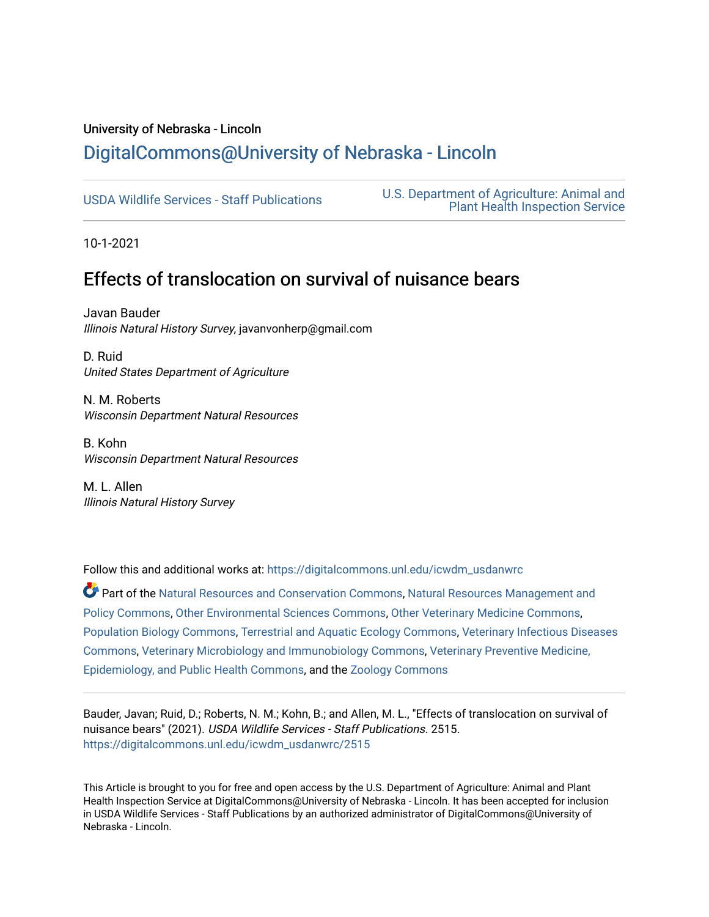University of Nebraska - Lincoln

# DigitalCommons@University of Nebraska - Lincoln

USDA Wildlife Services - Staff Publications

U.S. Department of Agriculture: Animal and Plant Health Inspection Service

10-1-2021

## Effects of translocation on survival of nuisance bears

Javan Bauder
*Illinois Natural History Survey*, javanvonherp@gmail.com

D. Ruid
*United States Department of Agriculture*

N. M. Roberts
*Wisconsin Department Natural Resources*

B. Kohn
*Wisconsin Department Natural Resources*

M. L. Allen
*Illinois Natural History Survey*

Follow this and additional works at: https://digitalcommons.unl.edu/icwdm_usdanwrc

Part of the Natural Resources and Conservation Commons, Natural Resources Management and Policy Commons, Other Environmental Sciences Commons, Other Veterinary Medicine Commons, Population Biology Commons, Terrestrial and Aquatic Ecology Commons, Veterinary Infectious Diseases Commons, Veterinary Microbiology and Immunobiology Commons, Veterinary Preventive Medicine, Epidemiology, and Public Health Commons, and the Zoology Commons

Bauder, Javan; Ruid, D.; Roberts, N. M.; Kohn, B.; and Allen, M. L., "Effects of translocation on survival of nuisance bears" (2021). *USDA Wildlife Services - Staff Publications*. 2515.
https://digitalcommons.unl.edu/icwdm_usdanwrc/2515

This Article is brought to you for free and open access by the U.S. Department of Agriculture: Animal and Plant Health Inspection Service at DigitalCommons@University of Nebraska - Lincoln. It has been accepted for inclusion in USDA Wildlife Services - Staff Publications by an authorized administrator of DigitalCommons@University of Nebraska - Lincoln.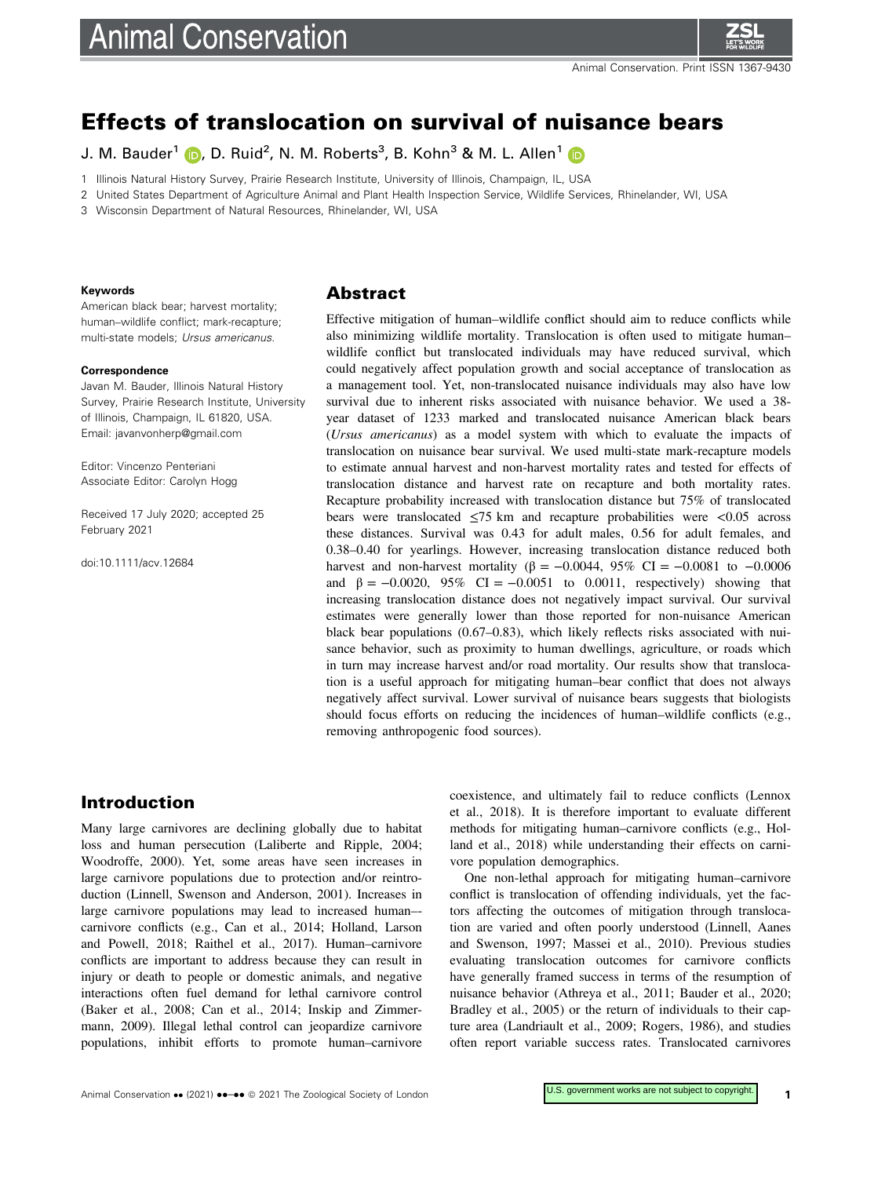# Effects of translocation on survival of nuisance bears

J. M. Bauder[1], D. Ruid[2], N. M. Roberts[3], B. Kohn[3] & M. L. Allen[1]

1 Illinois Natural History Survey, Prairie Research Institute, University of Illinois, Champaign, IL, USA

2 United States Department of Agriculture Animal and Plant Health Inspection Service, Wildlife Services, Rhinelander, WI, USA

3 Wisconsin Department of Natural Resources, Rhinelander, WI, USA

**Keywords**

American black bear; harvest mortality; human–wildlife conflict; mark-recapture; multi-state models; *Ursus americanus*.

**Correspondence**

Javan M. Bauder, Illinois Natural History Survey, Prairie Research Institute, University of Illinois, Champaign, IL 61820, USA.
Email: javanvonherp@gmail.com

Editor: Vincenzo Penteriani
Associate Editor: Carolyn Hogg

Received 17 July 2020; accepted 25 February 2021

doi:10.1111/acv.12684

## Abstract

Effective mitigation of human–wildlife conflict should aim to reduce conflicts while also minimizing wildlife mortality. Translocation is often used to mitigate human–wildlife conflict but translocated individuals may have reduced survival, which could negatively affect population growth and social acceptance of translocation as a management tool. Yet, non-translocated nuisance individuals may also have low survival due to inherent risks associated with nuisance behavior. We used a 38-year dataset of 1233 marked and translocated nuisance American black bears (*Ursus americanus*) as a model system with which to evaluate the impacts of translocation on nuisance bear survival. We used multi-state mark-recapture models to estimate annual harvest and non-harvest mortality rates and tested for effects of translocation distance and harvest rate on recapture and both mortality rates. Recapture probability increased with translocation distance but 75% of translocated bears were translocated ≤75 km and recapture probabilities were <0.05 across these distances. Survival was 0.43 for adult males, 0.56 for adult females, and 0.38–0.40 for yearlings. However, increasing translocation distance reduced both harvest and non-harvest mortality ($\beta = -0.0044$, 95% CI = −0.0081 to −0.0006 and $\beta = -0.0020$, 95% CI = −0.0051 to 0.0011, respectively) showing that increasing translocation distance does not negatively impact survival. Our survival estimates were generally lower than those reported for non-nuisance American black bear populations (0.67–0.83), which likely reflects risks associated with nuisance behavior, such as proximity to human dwellings, agriculture, or roads which in turn may increase harvest and/or road mortality. Our results show that translocation is a useful approach for mitigating human–bear conflict that does not always negatively affect survival. Lower survival of nuisance bears suggests that biologists should focus efforts on reducing the incidences of human–wildlife conflicts (e.g., removing anthropogenic food sources).

## Introduction

Many large carnivores are declining globally due to habitat loss and human persecution (Laliberte and Ripple, 2004; Woodroffe, 2000). Yet, some areas have seen increases in large carnivore populations due to protection and/or reintroduction (Linnell, Swenson and Anderson, 2001). Increases in large carnivore populations may lead to increased human–carnivore conflicts (e.g., Can et al., 2014; Holland, Larson and Powell, 2018; Raithel et al., 2017). Human–carnivore conflicts are important to address because they can result in injury or death to people or domestic animals, and negative interactions often fuel demand for lethal carnivore control (Baker et al., 2008; Can et al., 2014; Inskip and Zimmermann, 2009). Illegal lethal control can jeopardize carnivore populations, inhibit efforts to promote human–carnivore coexistence, and ultimately fail to reduce conflicts (Lennox et al., 2018). It is therefore important to evaluate different methods for mitigating human–carnivore conflicts (e.g., Holland et al., 2018) while understanding their effects on carnivore population demographics.

One non-lethal approach for mitigating human–carnivore conflict is translocation of offending individuals, yet the factors affecting the outcomes of mitigation through translocation are varied and often poorly understood (Linnell, Aanes and Swenson, 1997; Massei et al., 2010). Previous studies evaluating translocation outcomes for carnivore conflicts have generally framed success in terms of the resumption of nuisance behavior (Athreya et al., 2011; Bauder et al., 2020; Bradley et al., 2005) or the return of individuals to their capture area (Landriault et al., 2009; Rogers, 1986), and studies often report variable success rates. Translocated carnivores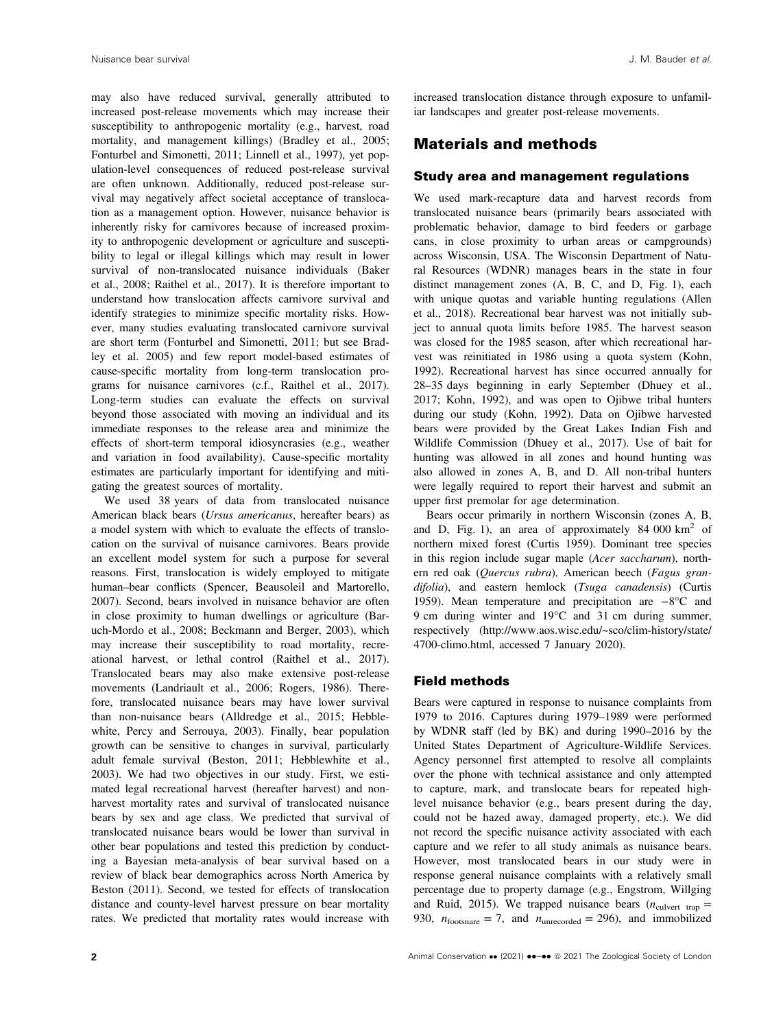may also have reduced survival, generally attributed to increased post-release movements which may increase their susceptibility to anthropogenic mortality (e.g., harvest, road mortality, and management killings) (Bradley et al., 2005; Fonturbel and Simonetti, 2011; Linnell et al., 1997), yet population-level consequences of reduced post-release survival are often unknown. Additionally, reduced post-release survival may negatively affect societal acceptance of translocation as a management option. However, nuisance behavior is inherently risky for carnivores because of increased proximity to anthropogenic development or agriculture and susceptibility to legal or illegal killings which may result in lower survival of non-translocated nuisance individuals (Baker et al., 2008; Raithel et al., 2017). It is therefore important to understand how translocation affects carnivore survival and identify strategies to minimize specific mortality risks. However, many studies evaluating translocated carnivore survival are short term (Fonturbel and Simonetti, 2011; but see Bradley et al. 2005) and few report model-based estimates of cause-specific mortality from long-term translocation programs for nuisance carnivores (c.f., Raithel et al., 2017). Long-term studies can evaluate the effects on survival beyond those associated with moving an individual and its immediate responses to the release area and minimize the effects of short-term temporal idiosyncrasies (e.g., weather and variation in food availability). Cause-specific mortality estimates are particularly important for identifying and mitigating the greatest sources of mortality.

We used 38 years of data from translocated nuisance American black bears (*Ursus americanus*, hereafter bears) as a model system with which to evaluate the effects of translocation on the survival of nuisance carnivores. Bears provide an excellent model system for such a purpose for several reasons. First, translocation is widely employed to mitigate human–bear conflicts (Spencer, Beausoleil and Martorello, 2007). Second, bears involved in nuisance behavior are often in close proximity to human dwellings or agriculture (Baruch-Mordo et al., 2008; Beckmann and Berger, 2003), which may increase their susceptibility to road mortality, recreational harvest, or lethal control (Raithel et al., 2017). Translocated bears may also make extensive post-release movements (Landriault et al., 2006; Rogers, 1986). Therefore, translocated nuisance bears may have lower survival than non-nuisance bears (Alldredge et al., 2015; Hebblewhite, Percy and Serrouya, 2003). Finally, bear population growth can be sensitive to changes in survival, particularly adult female survival (Beston, 2011; Hebblewhite et al., 2003). We had two objectives in our study. First, we estimated legal recreational harvest (hereafter harvest) and non-harvest mortality rates and survival of translocated nuisance bears by sex and age class. We predicted that survival of translocated nuisance bears would be lower than survival in other bear populations and tested this prediction by conducting a Bayesian meta-analysis of bear survival based on a review of black bear demographics across North America by Beston (2011). Second, we tested for effects of translocation distance and county-level harvest pressure on bear mortality rates. We predicted that mortality rates would increase with increased translocation distance through exposure to unfamiliar landscapes and greater post-release movements.

## Materials and methods

### Study area and management regulations

We used mark-recapture data and harvest records from translocated nuisance bears (primarily bears associated with problematic behavior, damage to bird feeders or garbage cans, in close proximity to urban areas or campgrounds) across Wisconsin, USA. The Wisconsin Department of Natural Resources (WDNR) manages bears in the state in four distinct management zones (A, B, C, and D, Fig. 1), each with unique quotas and variable hunting regulations (Allen et al., 2018). Recreational bear harvest was not initially subject to annual quota limits before 1985. The harvest season was closed for the 1985 season, after which recreational harvest was reinitiated in 1986 using a quota system (Kohn, 1992). Recreational harvest has since occurred annually for 28–35 days beginning in early September (Dhuey et al., 2017; Kohn, 1992), and was open to Ojibwe tribal hunters during our study (Kohn, 1992). Data on Ojibwe harvested bears were provided by the Great Lakes Indian Fish and Wildlife Commission (Dhuey et al., 2017). Use of bait for hunting was allowed in all zones and hound hunting was also allowed in zones A, B, and D. All non-tribal hunters were legally required to report their harvest and submit an upper first premolar for age determination.

Bears occur primarily in northern Wisconsin (zones A, B, and D, Fig. 1), an area of approximately 84 000 km$^2$ of northern mixed forest (Curtis 1959). Dominant tree species in this region include sugar maple (*Acer saccharum*), northern red oak (*Quercus rubra*), American beech (*Fagus grandifolia*), and eastern hemlock (*Tsuga canadensis*) (Curtis 1959). Mean temperature and precipitation are −8°C and 9 cm during winter and 19°C and 31 cm during summer, respectively (http://www.aos.wisc.edu/~sco/clim-history/state/4700-climo.html, accessed 7 January 2020).

### Field methods

Bears were captured in response to nuisance complaints from 1979 to 2016. Captures during 1979–1989 were performed by WDNR staff (led by BK) and during 1990–2016 by the United States Department of Agriculture-Wildlife Services. Agency personnel first attempted to resolve all complaints over the phone with technical assistance and only attempted to capture, mark, and translocate bears for repeated high-level nuisance behavior (e.g., bears present during the day, could not be hazed away, damaged property, etc.). We did not record the specific nuisance activity associated with each capture and we refer to all study animals as nuisance bears. However, most translocated bears in our study were in response general nuisance complaints with a relatively small percentage due to property damage (e.g., Engstrom, Willging and Ruid, 2015). We trapped nuisance bears ($n_{\text{culvert trap}} = 930$, $n_{\text{footsnare}} = 7$, and $n_{\text{unrecorded}} = 296$), and immobilized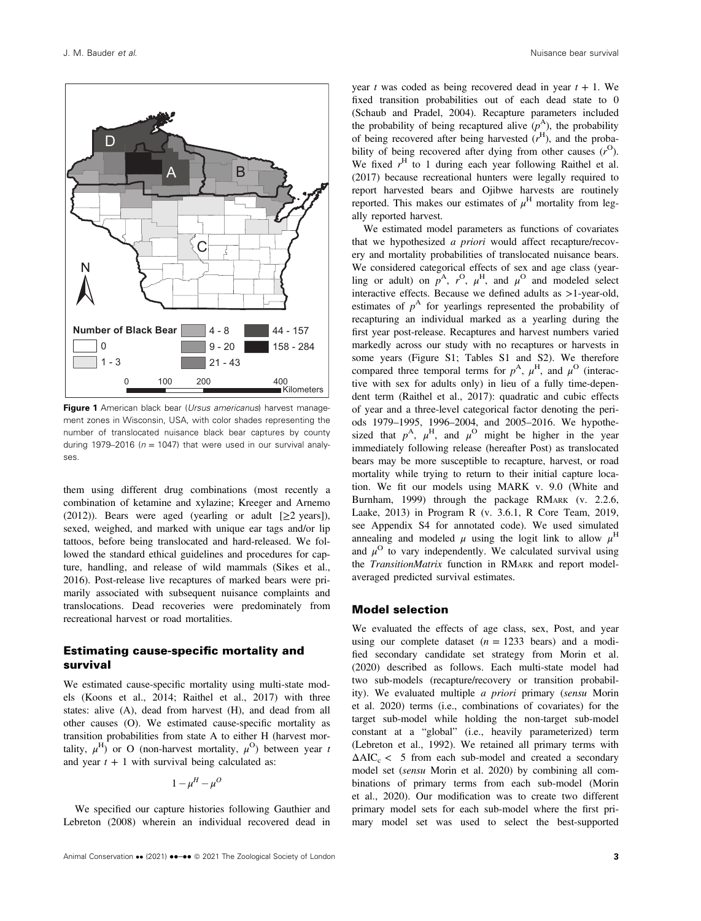D

A

B

C

N

Number of Black Bear

0

1 - 3

4 - 8

9 - 20

21 - 43

44 - 157

158 - 284

0 100 200 400 Kilometers

**Figure 1** American black bear (*Ursus americanus*) harvest management zones in Wisconsin, USA, with color shades representing the number of translocated nuisance black bear captures by county during 1979–2016 ($n = 1047$) that were used in our survival analyses.

them using different drug combinations (most recently a combination of ketamine and xylazine; Kreeger and Arnemo (2012)). Bears were aged (yearling or adult [≥2 years]), sexed, weighed, and marked with unique ear tags and/or lip tattoos, before being translocated and hard-released. We followed the standard ethical guidelines and procedures for capture, handling, and release of wild mammals (Sikes et al., 2016). Post-release live recaptures of marked bears were primarily associated with subsequent nuisance complaints and translocations. Dead recoveries were predominately from recreational harvest or road mortalities.

### Estimating cause-specific mortality and survival

We estimated cause-specific mortality using multi-state models (Koons et al., 2014; Raithel et al., 2017) with three states: alive (A), dead from harvest (H), and dead from all other causes (O). We estimated cause-specific mortality as transition probabilities from state A to either H (harvest mortality, $\mu^H$) or O (non-harvest mortality, $\mu^O$) between year $t$ and year $t + 1$ with survival being calculated as:

$$1 - \mu^H - \mu^O$$

We specified our capture histories following Gauthier and Lebreton (2008) wherein an individual recovered dead in year $t$ was coded as being recovered dead in year $t + 1$. We fixed transition probabilities out of each dead state to 0 (Schaub and Pradel, 2004). Recapture parameters included the probability of being recaptured alive ($p^A$), the probability of being recovered after being harvested ($r^H$), and the probability of being recovered after dying from other causes ($r^O$). We fixed $r^H$ to 1 during each year following Raithel et al. (2017) because recreational hunters were legally required to report harvested bears and Ojibwe harvests are routinely reported. This makes our estimates of $\mu^H$ mortality from legally reported harvest.

We estimated model parameters as functions of covariates that we hypothesized *a priori* would affect recapture/recovery and mortality probabilities of translocated nuisance bears. We considered categorical effects of sex and age class (yearling or adult) on $p^A$, $r^O$, $\mu^H$, and $\mu^O$ and modeled select interactive effects. Because we defined adults as >1-year-old, estimates of $p^A$ for yearlings represented the probability of recapturing an individual marked as a yearling during the first year post-release. Recaptures and harvest numbers varied markedly across our study with no recaptures or harvests in some years (Figure S1; Tables S1 and S2). We therefore compared three temporal terms for $p^A$, $\mu^H$, and $\mu^O$ (interactive with sex for adults only) in lieu of a fully time-dependent term (Raithel et al., 2017): quadratic and cubic effects of year and a three-level categorical factor denoting the periods 1979–1995, 1996–2004, and 2005–2016. We hypothesized that $p^A$, $\mu^H$, and $\mu^O$ might be higher in the year immediately following release (hereafter Post) as translocated bears may be more susceptible to recapture, harvest, or road mortality while trying to return to their initial capture location. We fit our models using MARK v. 9.0 (White and Burnham, 1999) through the package RMARK (v. 2.2.6, Laake, 2013) in Program R (v. 3.6.1, R Core Team, 2019, see Appendix S4 for annotated code). We used simulated annealing and modeled $\mu$ using the logit link to allow $\mu^H$ and $\mu^O$ to vary independently. We calculated survival using the *TransitionMatrix* function in RMARK and report model-averaged predicted survival estimates.

### Model selection

We evaluated the effects of age class, sex, Post, and year using our complete dataset ($n = 1233$ bears) and a modified secondary candidate set strategy from Morin et al. (2020) described as follows. Each multi-state model had two sub-models (recapture/recovery or transition probability). We evaluated multiple *a priori* primary (*sensu* Morin et al. 2020) terms (i.e., combinations of covariates) for the target sub-model while holding the non-target sub-model constant at a "global" (i.e., heavily parameterized) term (Lebreton et al., 1992). We retained all primary terms with $\Delta AIC_c < 5$ from each sub-model and created a secondary model set (*sensu* Morin et al. 2020) by combining all combinations of primary terms from each sub-model (Morin et al., 2020). Our modification was to create two different primary model sets for each sub-model where the first primary model set was used to select the best-supported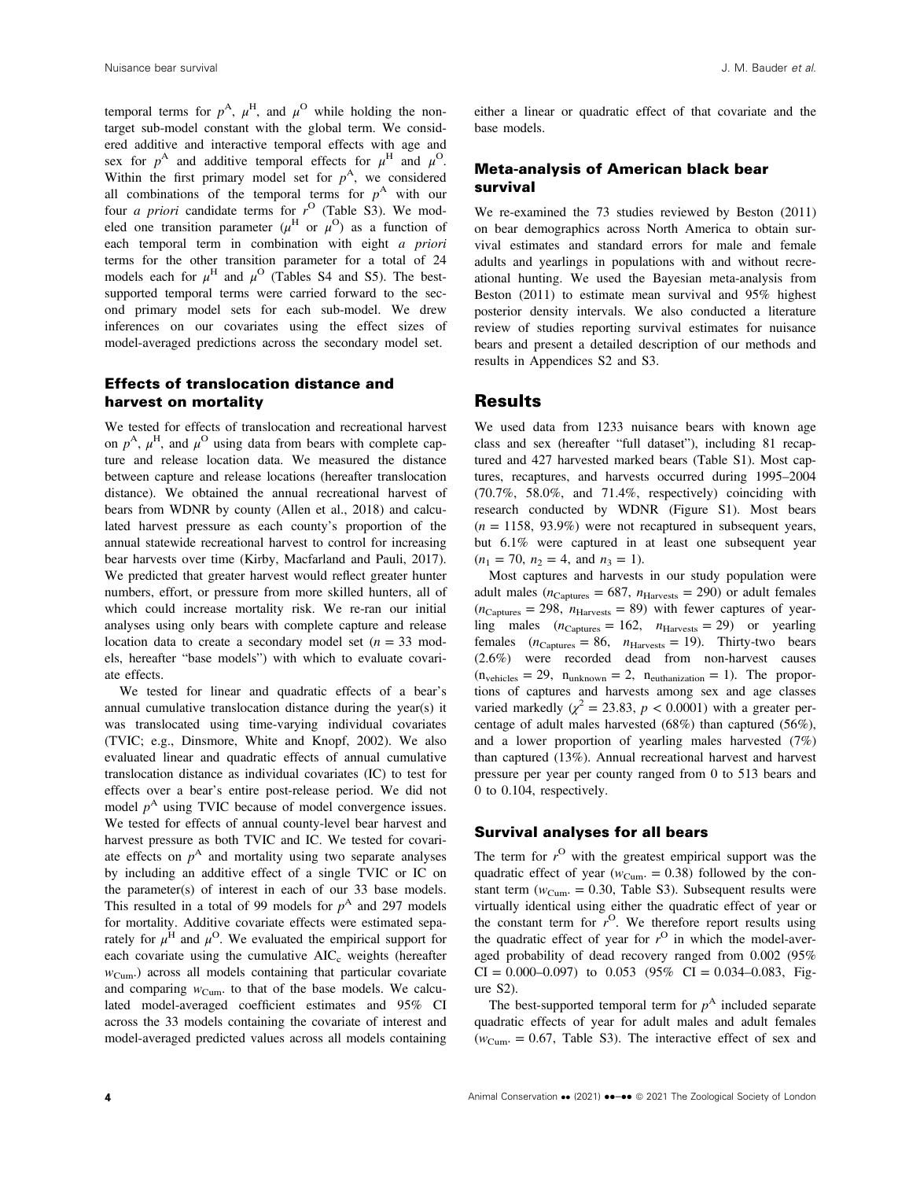temporal terms for $p^A$, $\mu^H$, and $\mu^O$ while holding the non-target sub-model constant with the global term. We considered additive and interactive temporal effects with age and sex for $p^A$ and additive temporal effects for $\mu^H$ and $\mu^O$. Within the first primary model set for $p^A$, we considered all combinations of the temporal terms for $p^A$ with our four *a priori* candidate terms for $r^O$ (Table S3). We modeled one transition parameter ($\mu^H$ or $\mu^O$) as a function of each temporal term in combination with eight *a priori* terms for the other transition parameter for a total of 24 models each for $\mu^H$ and $\mu^O$ (Tables S4 and S5). The best-supported temporal terms were carried forward to the second primary model sets for each sub-model. We drew inferences on our covariates using the effect sizes of model-averaged predictions across the secondary model set.

### Effects of translocation distance and harvest on mortality

We tested for effects of translocation and recreational harvest on $p^A$, $\mu^H$, and $\mu^O$ using data from bears with complete capture and release location data. We measured the distance between capture and release locations (hereafter translocation distance). We obtained the annual recreational harvest of bears from WDNR by county (Allen et al., 2018) and calculated harvest pressure as each county's proportion of the annual statewide recreational harvest to control for increasing bear harvests over time (Kirby, Macfarland and Pauli, 2017). We predicted that greater harvest would reflect greater hunter numbers, effort, or pressure from more skilled hunters, all of which could increase mortality risk. We re-ran our initial analyses using only bears with complete capture and release location data to create a secondary model set ($n = 33$ models, hereafter "base models") with which to evaluate covariate effects.

We tested for linear and quadratic effects of a bear's annual cumulative translocation distance during the year(s) it was translocated using time-varying individual covariates (TVIC; e.g., Dinsmore, White and Knopf, 2002). We also evaluated linear and quadratic effects of annual cumulative translocation distance as individual covariates (IC) to test for effects over a bear's entire post-release period. We did not model $p^A$ using TVIC because of model convergence issues. We tested for effects of annual county-level bear harvest and harvest pressure as both TVIC and IC. We tested for covariate effects on $p^A$ and mortality using two separate analyses by including an additive effect of a single TVIC or IC on the parameter(s) of interest in each of our 33 base models. This resulted in a total of 99 models for $p^A$ and 297 models for mortality. Additive covariate effects were estimated separately for $\mu^H$ and $\mu^O$. We evaluated the empirical support for each covariate using the cumulative AIC$_c$ weights (hereafter $w_{Cum.}$) across all models containing that particular covariate and comparing $w_{Cum.}$ to that of the base models. We calculated model-averaged coefficient estimates and 95% CI across the 33 models containing the covariate of interest and model-averaged predicted values across all models containing either a linear or quadratic effect of that covariate and the base models.

### Meta-analysis of American black bear survival

We re-examined the 73 studies reviewed by Beston (2011) on bear demographics across North America to obtain survival estimates and standard errors for male and female adults and yearlings in populations with and without recreational hunting. We used the Bayesian meta-analysis from Beston (2011) to estimate mean survival and 95% highest posterior density intervals. We also conducted a literature review of studies reporting survival estimates for nuisance bears and present a detailed description of our methods and results in Appendices S2 and S3.

## Results

We used data from 1233 nuisance bears with known age class and sex (hereafter "full dataset"), including 81 recaptured and 427 harvested marked bears (Table S1). Most captures, recaptures, and harvests occurred during 1995–2004 (70.7%, 58.0%, and 71.4%, respectively) coinciding with research conducted by WDNR (Figure S1). Most bears ($n = 1158$, 93.9%) were not recaptured in subsequent years, but 6.1% were captured in at least one subsequent year ($n_1 = 70$, $n_2 = 4$, and $n_3 = 1$).

Most captures and harvests in our study population were adult males ($n_{\text{Captures}} = 687$, $n_{\text{Harvests}} = 290$) or adult females ($n_{\text{Captures}} = 298$, $n_{\text{Harvests}} = 89$) with fewer captures of yearling males ($n_{\text{Captures}} = 162$, $n_{\text{Harvests}} = 29$) or yearling females ($n_{\text{Captures}} = 86$, $n_{\text{Harvests}} = 19$). Thirty-two bears (2.6%) were recorded dead from non-harvest causes ($n_{\text{vehicles}} = 29$, $n_{\text{unknown}} = 2$, $n_{\text{euthanization}} = 1$). The proportions of captures and harvests among sex and age classes varied markedly ($\chi^2 = 23.83$, $p < 0.0001$) with a greater percentage of adult males harvested (68%) than captured (56%), and a lower proportion of yearling males harvested (7%) than captured (13%). Annual recreational harvest and harvest pressure per year per county ranged from 0 to 513 bears and 0 to 0.104, respectively.

### Survival analyses for all bears

The term for $r^O$ with the greatest empirical support was the quadratic effect of year ($w_{Cum.} = 0.38$) followed by the constant term ($w_{Cum.} = 0.30$, Table S3). Subsequent results were virtually identical using either the quadratic effect of year or the constant term for $r^O$. We therefore report results using the quadratic effect of year for $r^O$ in which the model-averaged probability of dead recovery ranged from 0.002 (95% CI = 0.000–0.097) to 0.053 (95% CI = 0.034–0.083, Figure S2).

The best-supported temporal term for $p^A$ included separate quadratic effects of year for adult males and adult females ($w_{Cum.} = 0.67$, Table S3). The interactive effect of sex and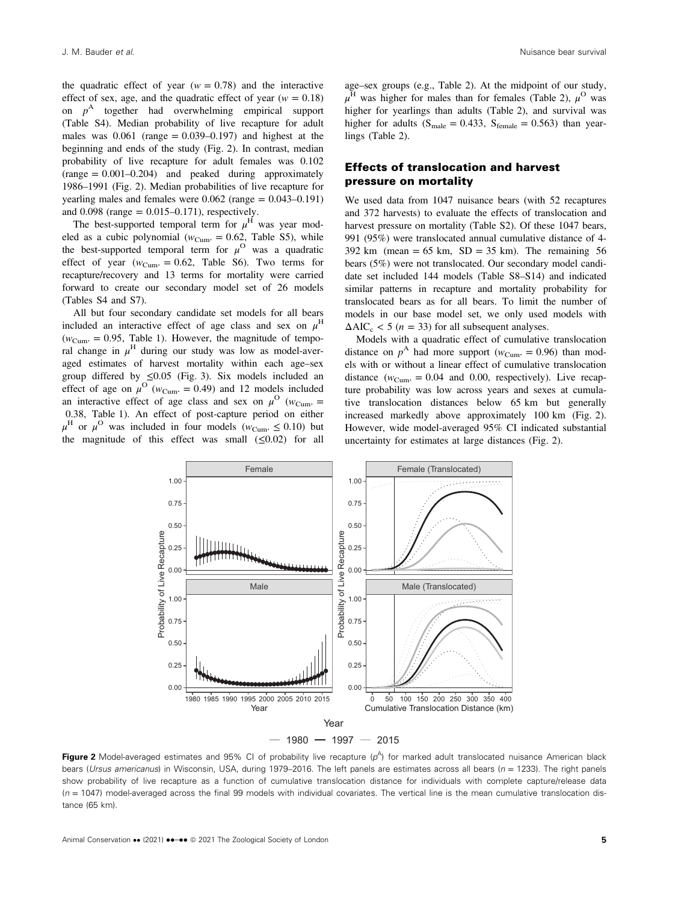the quadratic effect of year ($w = 0.78$) and the interactive effect of sex, age, and the quadratic effect of year ($w = 0.18$) on $p^A$ together had overwhelming empirical support (Table S4). Median probability of live recapture for adult males was 0.061 (range = 0.039–0.197) and highest at the beginning and ends of the study (Fig. 2). In contrast, median probability of live recapture for adult females was 0.102 (range = 0.001–0.204) and peaked during approximately 1986–1991 (Fig. 2). Median probabilities of live recapture for yearling males and females were 0.062 (range = 0.043–0.191) and 0.098 (range = 0.015–0.171), respectively.

The best-supported temporal term for $\mu^H$ was year modeled as a cubic polynomial ($w_{Cum.} = 0.62$, Table S5), while the best-supported temporal term for $\mu^O$ was a quadratic effect of year ($w_{Cum.} = 0.62$, Table S6). Two terms for recapture/recovery and 13 terms for mortality were carried forward to create our secondary model set of 26 models (Tables S4 and S7).

All but four secondary candidate set models for all bears included an interactive effect of age class and sex on $\mu^H$ ($w_{Cum.} = 0.95$, Table 1). However, the magnitude of temporal change in $\mu^H$ during our study was low as model-averaged estimates of harvest mortality within each age–sex group differed by $\leq 0.05$ (Fig. 3). Six models included an effect of age on $\mu^O$ ($w_{Cum.} = 0.49$) and 12 models included an interactive effect of age class and sex on $\mu^O$ ($w_{Cum.} = 0.38$, Table 1). An effect of post-capture period on either $\mu^H$ or $\mu^O$ was included in four models ($w_{Cum.} \leq 0.10$) but the magnitude of this effect was small ($\leq 0.02$) for all age–sex groups (e.g., Table 2). At the midpoint of our study, $\mu^H$ was higher for males than for females (Table 2), $\mu^O$ was higher for yearlings than adults (Table 2), and survival was higher for adults ($S_{male} = 0.433$, $S_{female} = 0.563$) than yearlings (Table 2).

## Effects of translocation and harvest pressure on mortality

We used data from 1047 nuisance bears (with 52 recaptures and 372 harvests) to evaluate the effects of translocation and harvest pressure on mortality (Table S2). Of these 1047 bears, 991 (95%) were translocated annual cumulative distance of 4-392 km (mean = 65 km, SD = 35 km). The remaining 56 bears (5%) were not translocated. Our secondary model candidate set included 144 models (Table S8–S14) and indicated similar patterns in recapture and mortality probability for translocated bears as for all bears. To limit the number of models in our base model set, we only used models with $\Delta AIC_c < 5$ ($n = 33$) for all subsequent analyses.

Models with a quadratic effect of cumulative translocation distance on $p^A$ had more support ($w_{Cum.} = 0.96$) than models with or without a linear effect of cumulative translocation distance ($w_{Cum.} = 0.04$ and 0.00, respectively). Live recapture probability was low across years and sexes at cumulative translocation distances below 65 km but generally increased markedly above approximately 100 km (Fig. 2). However, wide model-averaged 95% CI indicated substantial uncertainty for estimates at large distances (Fig. 2).

Female
Female (Translocated)
Male
Male (Translocated)
Probability of Live Recapture
1.00
0.75
0.50
0.25
0.00
1980 1985 1990 1995 2000 2005 2010 2015
Year
0 50 100 150 200 250 300 350 400
Cumulative Translocation Distance (km)
Year
1980 1997 2015

**Figure 2** Model-averaged estimates and 95% CI of probability live recapture ($p^A$) for marked adult translocated nuisance American black bears (*Ursus americanus*) in Wisconsin, USA, during 1979–2016. The left panels are estimates across all bears ($n = 1233$). The right panels show probability of live recapture as a function of cumulative translocation distance for individuals with complete capture/release data ($n = 1047$) model-averaged across the final 99 models with individual covariates. The vertical line is the mean cumulative translocation distance (65 km).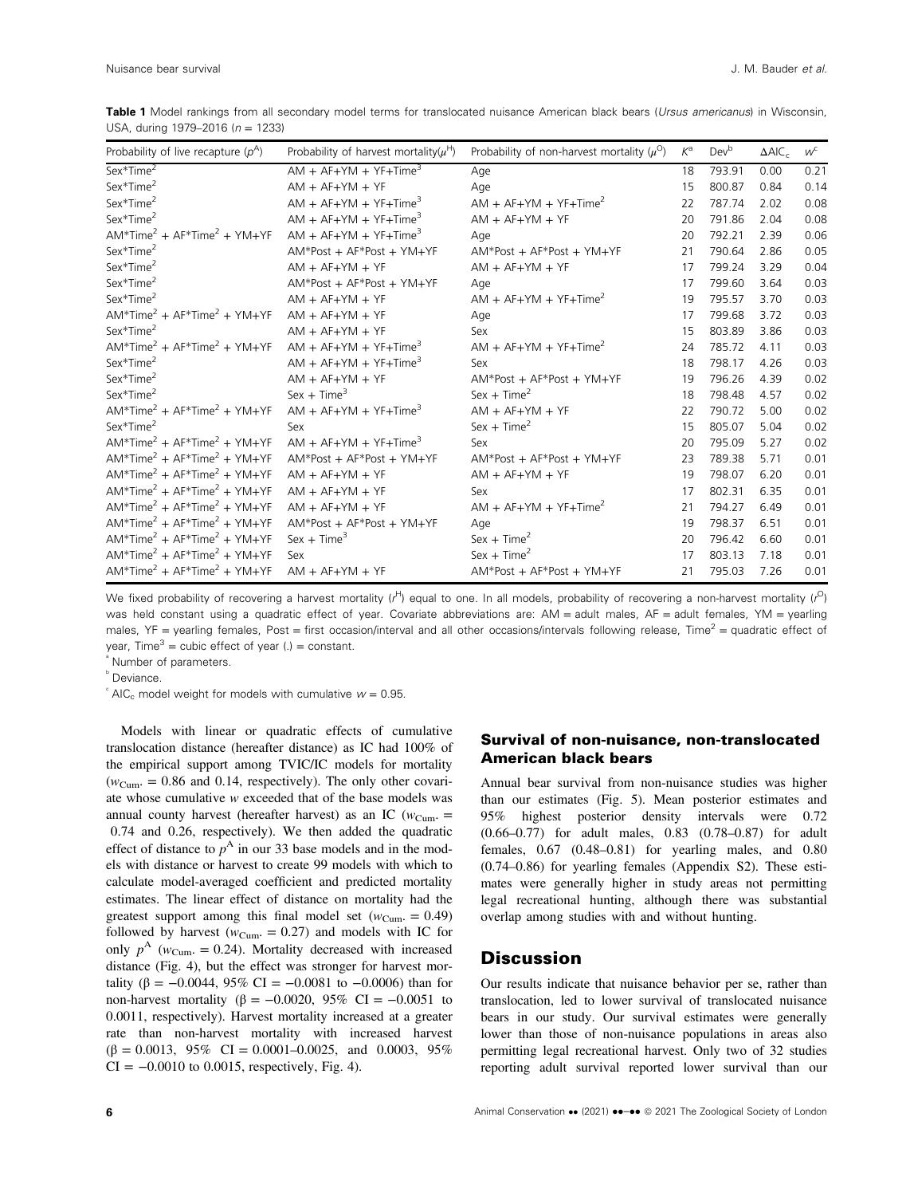**Table 1** Model rankings from all secondary model terms for translocated nuisance American black bears (*Ursus americanus*) in Wisconsin, USA, during 1979–2016 ($n$ = 1233)

| Probability of live recapture ($p^A$) | Probability of harvest mortality($\mu^H$) | Probability of non-harvest mortality ($\mu^O$) | $K$[a] | Dev[b] | $\Delta AIC_c$ | $w$[c] |
|---|---|---|---|---|---|---|
| Sex*Time$^2$ | AM + AF+YM + YF+Time$^3$ | Age | 18 | 793.91 | 0.00 | 0.21 |
| Sex*Time$^2$ | AM + AF+YM + YF | Age | 15 | 800.87 | 0.84 | 0.14 |
| Sex*Time$^2$ | AM + AF+YM + YF+Time$^3$ | AM + AF+YM + YF+Time$^2$ | 22 | 787.74 | 2.02 | 0.08 |
| Sex*Time$^2$ | AM + AF+YM + YF+Time$^3$ | AM + AF+YM + YF | 20 | 791.86 | 2.04 | 0.08 |
| AM*Time$^2$ + AF*Time$^2$ + YM+YF | AM + AF+YM + YF+Time$^3$ | Age | 20 | 792.21 | 2.39 | 0.06 |
| Sex*Time$^2$ | AM*Post + AF*Post + YM+YF | AM*Post + AF*Post + YM+YF | 21 | 790.64 | 2.86 | 0.05 |
| Sex*Time$^2$ | AM + AF+YM + YF | AM + AF+YM + YF | 17 | 799.24 | 3.29 | 0.04 |
| Sex*Time$^2$ | AM*Post + AF*Post + YM+YF | Age | 17 | 799.60 | 3.64 | 0.03 |
| Sex*Time$^2$ | AM + AF+YM + YF | AM + AF+YM + YF+Time$^2$ | 19 | 795.57 | 3.70 | 0.03 |
| AM*Time$^2$ + AF*Time$^2$ + YM+YF | AM + AF+YM + YF | Age | 17 | 799.68 | 3.72 | 0.03 |
| Sex*Time$^2$ | AM + AF+YM + YF | Sex | 15 | 803.89 | 3.86 | 0.03 |
| AM*Time$^2$ + AF*Time$^2$ + YM+YF | AM + AF+YM + YF+Time$^3$ | AM + AF+YM + YF+Time$^2$ | 24 | 785.72 | 4.11 | 0.03 |
| Sex*Time$^2$ | AM + AF+YM + YF+Time$^3$ | Sex | 18 | 798.17 | 4.26 | 0.03 |
| Sex*Time$^2$ | AM + AF+YM + YF | AM*Post + AF*Post + YM+YF | 19 | 796.26 | 4.39 | 0.02 |
| Sex*Time$^2$ | Sex + Time$^3$ | Sex + Time$^2$ | 18 | 798.48 | 4.57 | 0.02 |
| AM*Time$^2$ + AF*Time$^2$ + YM+YF | AM + AF+YM + YF+Time$^3$ | AM + AF+YM + YF | 22 | 790.72 | 5.00 | 0.02 |
| Sex*Time$^2$ | Sex | Sex + Time$^2$ | 15 | 805.07 | 5.04 | 0.02 |
| AM*Time$^2$ + AF*Time$^2$ + YM+YF | AM + AF+YM + YF+Time$^3$ | Sex | 20 | 795.09 | 5.27 | 0.02 |
| AM*Time$^2$ + AF*Time$^2$ + YM+YF | AM*Post + AF*Post + YM+YF | AM*Post + AF*Post + YM+YF | 23 | 789.38 | 5.71 | 0.01 |
| AM*Time$^2$ + AF*Time$^2$ + YM+YF | AM + AF+YM + YF | AM + AF+YM + YF | 19 | 798.07 | 6.20 | 0.01 |
| AM*Time$^2$ + AF*Time$^2$ + YM+YF | AM + AF+YM + YF | Sex | 17 | 802.31 | 6.35 | 0.01 |
| AM*Time$^2$ + AF*Time$^2$ + YM+YF | AM + AF+YM + YF | AM + AF+YM + YF+Time$^2$ | 21 | 794.27 | 6.49 | 0.01 |
| AM*Time$^2$ + AF*Time$^2$ + YM+YF | AM*Post + AF*Post + YM+YF | Age | 19 | 798.37 | 6.51 | 0.01 |
| AM*Time$^2$ + AF*Time$^2$ + YM+YF | Sex + Time$^3$ | Sex + Time$^2$ | 20 | 796.42 | 6.60 | 0.01 |
| AM*Time$^2$ + AF*Time$^2$ + YM+YF | Sex | Sex + Time$^2$ | 17 | 803.13 | 7.18 | 0.01 |
| AM*Time$^2$ + AF*Time$^2$ + YM+YF | AM + AF+YM + YF | AM*Post + AF*Post + YM+YF | 21 | 795.03 | 7.26 | 0.01 |

We fixed probability of recovering a harvest mortality ($r^H$) equal to one. In all models, probability of recovering a non-harvest mortality ($r^O$) was held constant using a quadratic effect of year. Covariate abbreviations are: AM = adult males, AF = adult females, YM = yearling males, YF = yearling females, Post = first occasion/interval and all other occasions/intervals following release, Time$^2$ = quadratic effect of year, Time$^3$ = cubic effect of year (.) = constant.

[a] Number of parameters.

[b] Deviance.

[c] $AIC_c$ model weight for models with cumulative $w$ = 0.95.

Models with linear or quadratic effects of cumulative translocation distance (hereafter distance) as IC had 100% of the empirical support among TVIC/IC models for mortality ($w_{Cum.}$ = 0.86 and 0.14, respectively). The only other covariate whose cumulative $w$ exceeded that of the base models was annual county harvest (hereafter harvest) as an IC ($w_{Cum.}$ = 0.74 and 0.26, respectively). We then added the quadratic effect of distance to $p^A$ in our 33 base models and in the models with distance or harvest to create 99 models with which to calculate model-averaged coefficient and predicted mortality estimates. The linear effect of distance on mortality had the greatest support among this final model set ($w_{Cum.}$ = 0.49) followed by harvest ($w_{Cum.}$ = 0.27) and models with IC for only $p^A$ ($w_{Cum.}$ = 0.24). Mortality decreased with increased distance (Fig. 4), but the effect was stronger for harvest mortality ($\beta = -0.0044$, 95% CI = −0.0081 to −0.0006) than for non-harvest mortality ($\beta = -0.0020$, 95% CI = −0.0051 to 0.0011, respectively). Harvest mortality increased at a greater rate than non-harvest mortality with increased harvest ($\beta = 0.0013$, 95% CI = 0.0001–0.0025, and 0.0003, 95% CI = −0.0010 to 0.0015, respectively, Fig. 4).

## Survival of non-nuisance, non-translocated American black bears

Annual bear survival from non-nuisance studies was higher than our estimates (Fig. 5). Mean posterior estimates and 95% highest posterior density intervals were 0.72 (0.66–0.77) for adult males, 0.83 (0.78–0.87) for adult females, 0.67 (0.48–0.81) for yearling males, and 0.80 (0.74–0.86) for yearling females (Appendix S2). These estimates were generally higher in study areas not permitting legal recreational hunting, although there was substantial overlap among studies with and without hunting.

# Discussion

Our results indicate that nuisance behavior per se, rather than translocation, led to lower survival of translocated nuisance bears in our study. Our survival estimates were generally lower than those of non-nuisance populations in areas also permitting legal recreational harvest. Only two of 32 studies reporting adult survival reported lower survival than our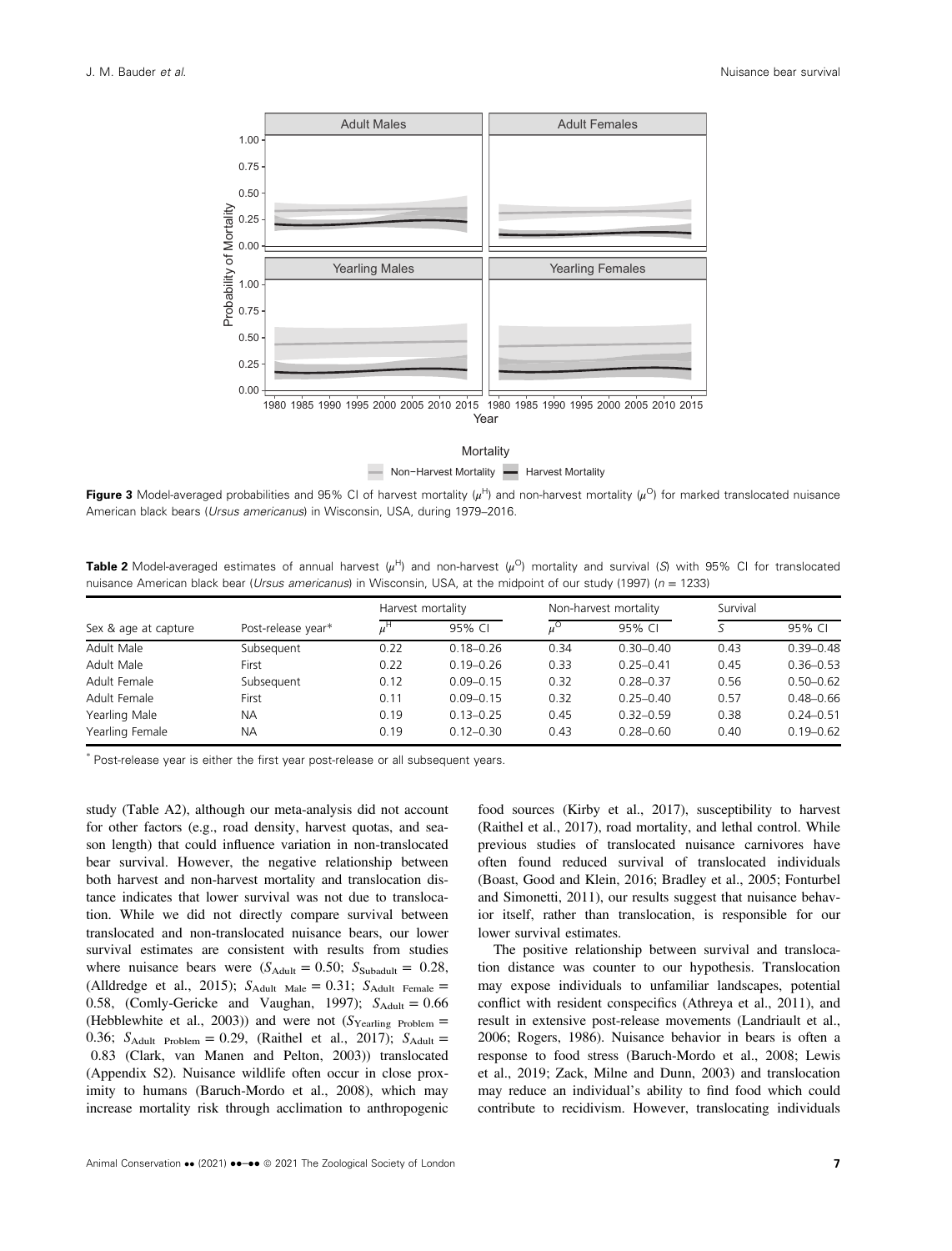Figure 3 Model-averaged probabilities and 95% CI of harvest mortality ($\mu^{H}$) and non-harvest mortality ($\mu^{O}$) for marked translocated nuisance American black bears (*Ursus americanus*) in Wisconsin, USA, during 1979–2016.

**Table 2** Model-averaged estimates of annual harvest ($\mu^{H}$) and non-harvest ($\mu^{O}$) mortality and survival ($S$) with 95% CI for translocated nuisance American black bear (*Ursus americanus*) in Wisconsin, USA, at the midpoint of our study (1997) ($n$ = 1233)

| Sex & age at capture | Post-release year* | Harvest mortality | | Non-harvest mortality | | Survival | |
|---|---|---|---|---|---|---|---|
| | | $\mu^{H}$ | 95% CI | $\mu^{O}$ | 95% CI | $S$ | 95% CI |
| Adult Male | Subsequent | 0.22 | 0.18–0.26 | 0.34 | 0.30–0.40 | 0.43 | 0.39–0.48 |
| Adult Male | First | 0.22 | 0.19–0.26 | 0.33 | 0.25–0.41 | 0.45 | 0.36–0.53 |
| Adult Female | Subsequent | 0.12 | 0.09–0.15 | 0.32 | 0.28–0.37 | 0.56 | 0.50–0.62 |
| Adult Female | First | 0.11 | 0.09–0.15 | 0.32 | 0.25–0.40 | 0.57 | 0.48–0.66 |
| Yearling Male | NA | 0.19 | 0.13–0.25 | 0.45 | 0.32–0.59 | 0.38 | 0.24–0.51 |
| Yearling Female | NA | 0.19 | 0.12–0.30 | 0.43 | 0.28–0.60 | 0.40 | 0.19–0.62 |

* Post-release year is either the first year post-release or all subsequent years.

study (Table A2), although our meta-analysis did not account for other factors (e.g., road density, harvest quotas, and season length) that could influence variation in non-translocated bear survival. However, the negative relationship between both harvest and non-harvest mortality and translocation distance indicates that lower survival was not due to translocation. While we did not directly compare survival between translocated and non-translocated nuisance bears, our lower survival estimates are consistent with results from studies where nuisance bears were ($S_{\text{Adult}}$ = 0.50; $S_{\text{Subadult}}$ = 0.28, (Alldredge et al., 2015); $S_{\text{Adult Male}}$ = 0.31; $S_{\text{Adult Female}}$ = 0.58, (Comly-Gericke and Vaughan, 1997); $S_{\text{Adult}}$ = 0.66 (Hebblewhite et al., 2003)) and were not ($S_{\text{Yearling Problem}}$ = 0.36; $S_{\text{Adult Problem}}$ = 0.29, (Raithel et al., 2017); $S_{\text{Adult}}$ = 0.83 (Clark, van Manen and Pelton, 2003)) translocated (Appendix S2). Nuisance wildlife often occur in close proximity to humans (Baruch-Mordo et al., 2008), which may increase mortality risk through acclimation to anthropogenic food sources (Kirby et al., 2017), susceptibility to harvest (Raithel et al., 2017), road mortality, and lethal control. While previous studies of translocated nuisance carnivores have often found reduced survival of translocated individuals (Boast, Good and Klein, 2016; Bradley et al., 2005; Fonturbel and Simonetti, 2011), our results suggest that nuisance behavior itself, rather than translocation, is responsible for our lower survival estimates.

The positive relationship between survival and translocation distance was counter to our hypothesis. Translocation may expose individuals to unfamiliar landscapes, potential conflict with resident conspecifics (Athreya et al., 2011), and result in extensive post-release movements (Landriault et al., 2006; Rogers, 1986). Nuisance behavior in bears is often a response to food stress (Baruch-Mordo et al., 2008; Lewis et al., 2019; Zack, Milne and Dunn, 2003) and translocation may reduce an individual's ability to find food which could contribute to recidivism. However, translocating individuals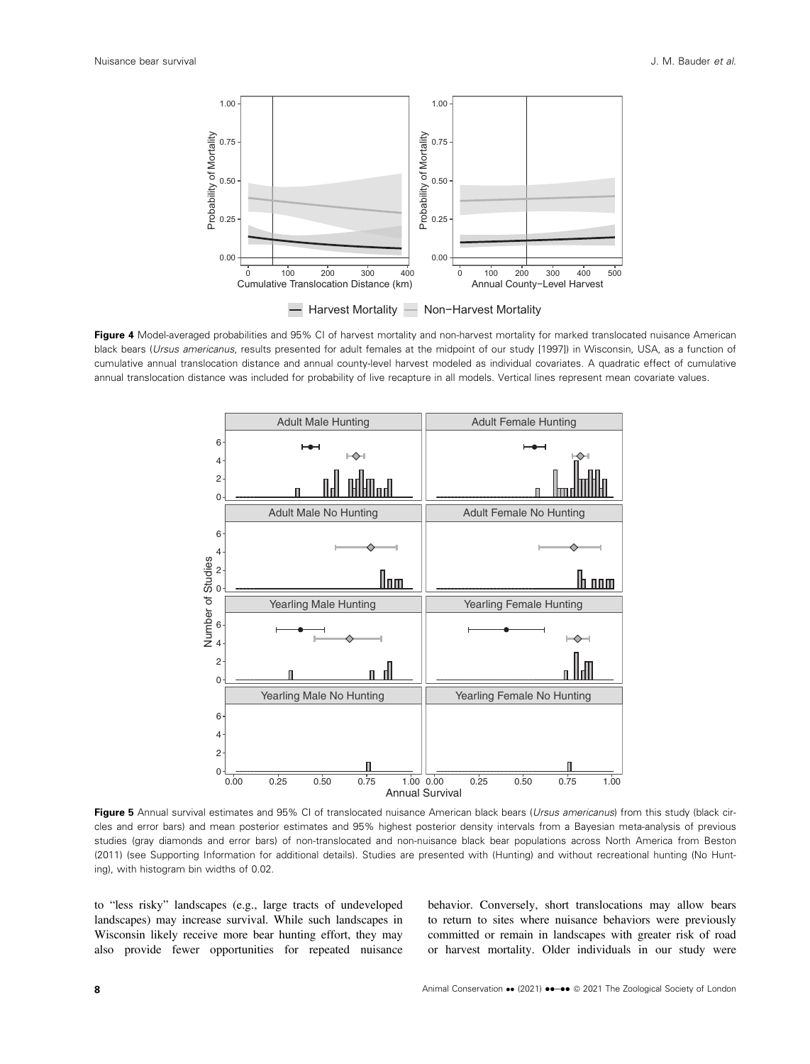Probability of Mortality

1.00
0.75
0.50
0.25
0.00

0 100 200 300 400
Cumulative Translocation Distance (km)

Probability of Mortality

1.00
0.75
0.50
0.25
0.00

0 100 200 300 400 500
Annual County−Level Harvest

Harvest Mortality    Non−Harvest Mortality

**Figure 4** Model-averaged probabilities and 95% CI of harvest mortality and non-harvest mortality for marked translocated nuisance American black bears (*Ursus americanus*, results presented for adult females at the midpoint of our study [1997]) in Wisconsin, USA, as a function of cumulative annual translocation distance and annual county-level harvest modeled as individual covariates. A quadratic effect of cumulative annual translocation distance was included for probability of live recapture in all models. Vertical lines represent mean covariate values.

Adult Male Hunting
Adult Female Hunting
Adult Male No Hunting
Adult Female No Hunting
Yearling Male Hunting
Yearling Female Hunting
Yearling Male No Hunting
Yearling Female No Hunting

Number of Studies

0
2
4
6

0.00 0.25 0.50 0.75 1.00 0.00 0.25 0.50 0.75 1.00
Annual Survival

**Figure 5** Annual survival estimates and 95% CI of translocated nuisance American black bears (*Ursus americanus*) from this study (black circles and error bars) and mean posterior estimates and 95% highest posterior density intervals from a Bayesian meta-analysis of previous studies (gray diamonds and error bars) of non-translocated and non-nuisance black bear populations across North America from Beston (2011) (see Supporting Information for additional details). Studies are presented with (Hunting) and without recreational hunting (No Hunting), with histogram bin widths of 0.02.

to "less risky" landscapes (e.g., large tracts of undeveloped landscapes) may increase survival. While such landscapes in Wisconsin likely receive more bear hunting effort, they may also provide fewer opportunities for repeated nuisance behavior. Conversely, short translocations may allow bears to return to sites where nuisance behaviors were previously committed or remain in landscapes with greater risk of road or harvest mortality. Older individuals in our study were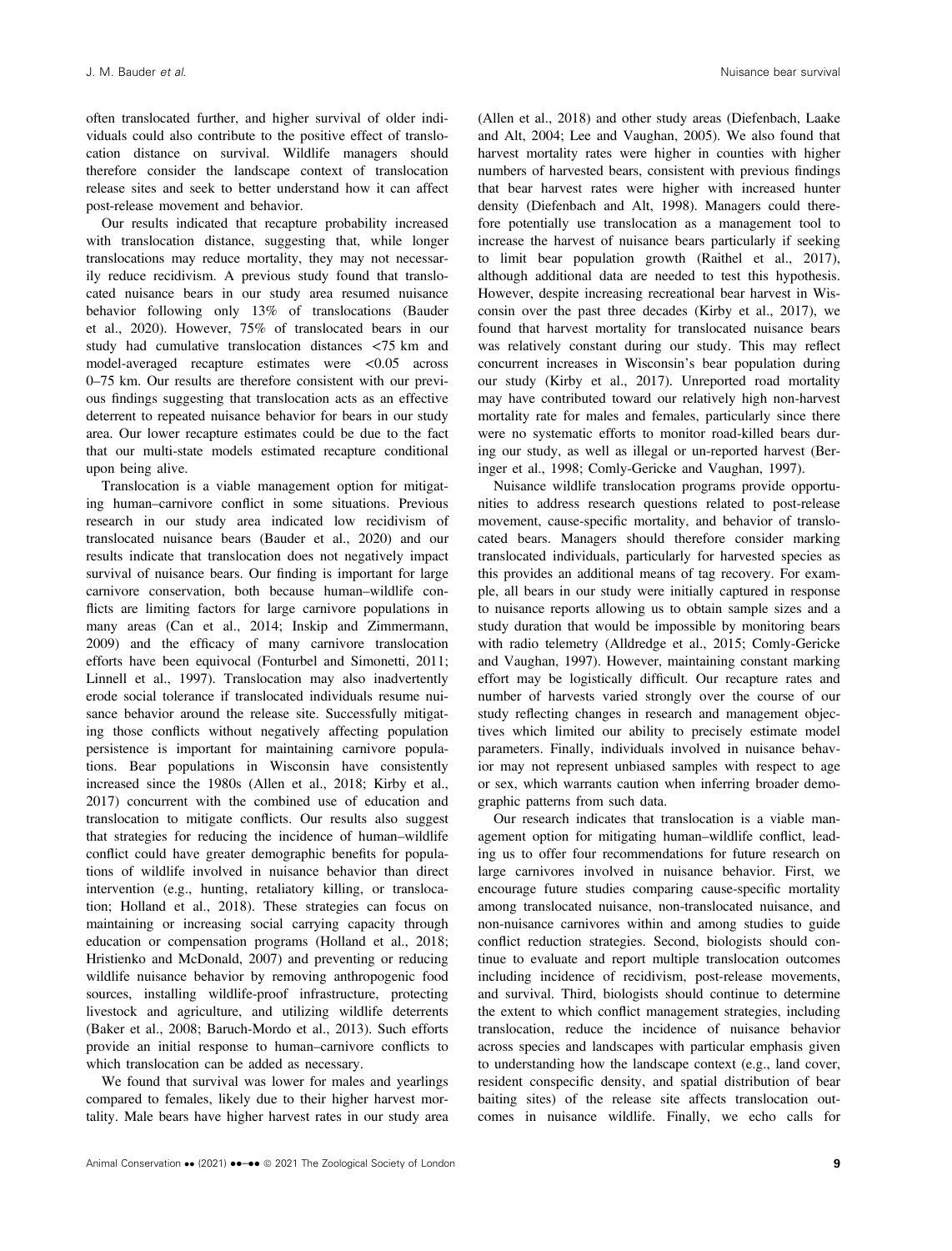often translocated further, and higher survival of older individuals could also contribute to the positive effect of translocation distance on survival. Wildlife managers should therefore consider the landscape context of translocation release sites and seek to better understand how it can affect post-release movement and behavior.

Our results indicated that recapture probability increased with translocation distance, suggesting that, while longer translocations may reduce mortality, they may not necessarily reduce recidivism. A previous study found that translocated nuisance bears in our study area resumed nuisance behavior following only 13% of translocations (Bauder et al., 2020). However, 75% of translocated bears in our study had cumulative translocation distances <75 km and model-averaged recapture estimates were <0.05 across 0–75 km. Our results are therefore consistent with our previous findings suggesting that translocation acts as an effective deterrent to repeated nuisance behavior for bears in our study area. Our lower recapture estimates could be due to the fact that our multi-state models estimated recapture conditional upon being alive.

Translocation is a viable management option for mitigating human–carnivore conflict in some situations. Previous research in our study area indicated low recidivism of translocated nuisance bears (Bauder et al., 2020) and our results indicate that translocation does not negatively impact survival of nuisance bears. Our finding is important for large carnivore conservation, both because human–wildlife conflicts are limiting factors for large carnivore populations in many areas (Can et al., 2014; Inskip and Zimmermann, 2009) and the efficacy of many carnivore translocation efforts have been equivocal (Fonturbel and Simonetti, 2011; Linnell et al., 1997). Translocation may also inadvertently erode social tolerance if translocated individuals resume nuisance behavior around the release site. Successfully mitigating those conflicts without negatively affecting population persistence is important for maintaining carnivore populations. Bear populations in Wisconsin have consistently increased since the 1980s (Allen et al., 2018; Kirby et al., 2017) concurrent with the combined use of education and translocation to mitigate conflicts. Our results also suggest that strategies for reducing the incidence of human–wildlife conflict could have greater demographic benefits for populations of wildlife involved in nuisance behavior than direct intervention (e.g., hunting, retaliatory killing, or translocation; Holland et al., 2018). These strategies can focus on maintaining or increasing social carrying capacity through education or compensation programs (Holland et al., 2018; Hristienko and McDonald, 2007) and preventing or reducing wildlife nuisance behavior by removing anthropogenic food sources, installing wildlife-proof infrastructure, protecting livestock and agriculture, and utilizing wildlife deterrents (Baker et al., 2008; Baruch-Mordo et al., 2013). Such efforts provide an initial response to human–carnivore conflicts to which translocation can be added as necessary.

We found that survival was lower for males and yearlings compared to females, likely due to their higher harvest mortality. Male bears have higher harvest rates in our study area (Allen et al., 2018) and other study areas (Diefenbach, Laake and Alt, 2004; Lee and Vaughan, 2005). We also found that harvest mortality rates were higher in counties with higher numbers of harvested bears, consistent with previous findings that bear harvest rates were higher with increased hunter density (Diefenbach and Alt, 1998). Managers could therefore potentially use translocation as a management tool to increase the harvest of nuisance bears particularly if seeking to limit bear population growth (Raithel et al., 2017), although additional data are needed to test this hypothesis. However, despite increasing recreational bear harvest in Wisconsin over the past three decades (Kirby et al., 2017), we found that harvest mortality for translocated nuisance bears was relatively constant during our study. This may reflect concurrent increases in Wisconsin's bear population during our study (Kirby et al., 2017). Unreported road mortality may have contributed toward our relatively high non-harvest mortality rate for males and females, particularly since there were no systematic efforts to monitor road-killed bears during our study, as well as illegal or un-reported harvest (Beringer et al., 1998; Comly-Gericke and Vaughan, 1997).

Nuisance wildlife translocation programs provide opportunities to address research questions related to post-release movement, cause-specific mortality, and behavior of translocated bears. Managers should therefore consider marking translocated individuals, particularly for harvested species as this provides an additional means of tag recovery. For example, all bears in our study were initially captured in response to nuisance reports allowing us to obtain sample sizes and a study duration that would be impossible by monitoring bears with radio telemetry (Alldredge et al., 2015; Comly-Gericke and Vaughan, 1997). However, maintaining constant marking effort may be logistically difficult. Our recapture rates and number of harvests varied strongly over the course of our study reflecting changes in research and management objectives which limited our ability to precisely estimate model parameters. Finally, individuals involved in nuisance behavior may not represent unbiased samples with respect to age or sex, which warrants caution when inferring broader demographic patterns from such data.

Our research indicates that translocation is a viable management option for mitigating human–wildlife conflict, leading us to offer four recommendations for future research on large carnivores involved in nuisance behavior. First, we encourage future studies comparing cause-specific mortality among translocated nuisance, non-translocated nuisance, and non-nuisance carnivores within and among studies to guide conflict reduction strategies. Second, biologists should continue to evaluate and report multiple translocation outcomes including incidence of recidivism, post-release movements, and survival. Third, biologists should continue to determine the extent to which conflict management strategies, including translocation, reduce the incidence of nuisance behavior across species and landscapes with particular emphasis given to understanding how the landscape context (e.g., land cover, resident conspecific density, and spatial distribution of bear baiting sites) of the release site affects translocation outcomes in nuisance wildlife. Finally, we echo calls for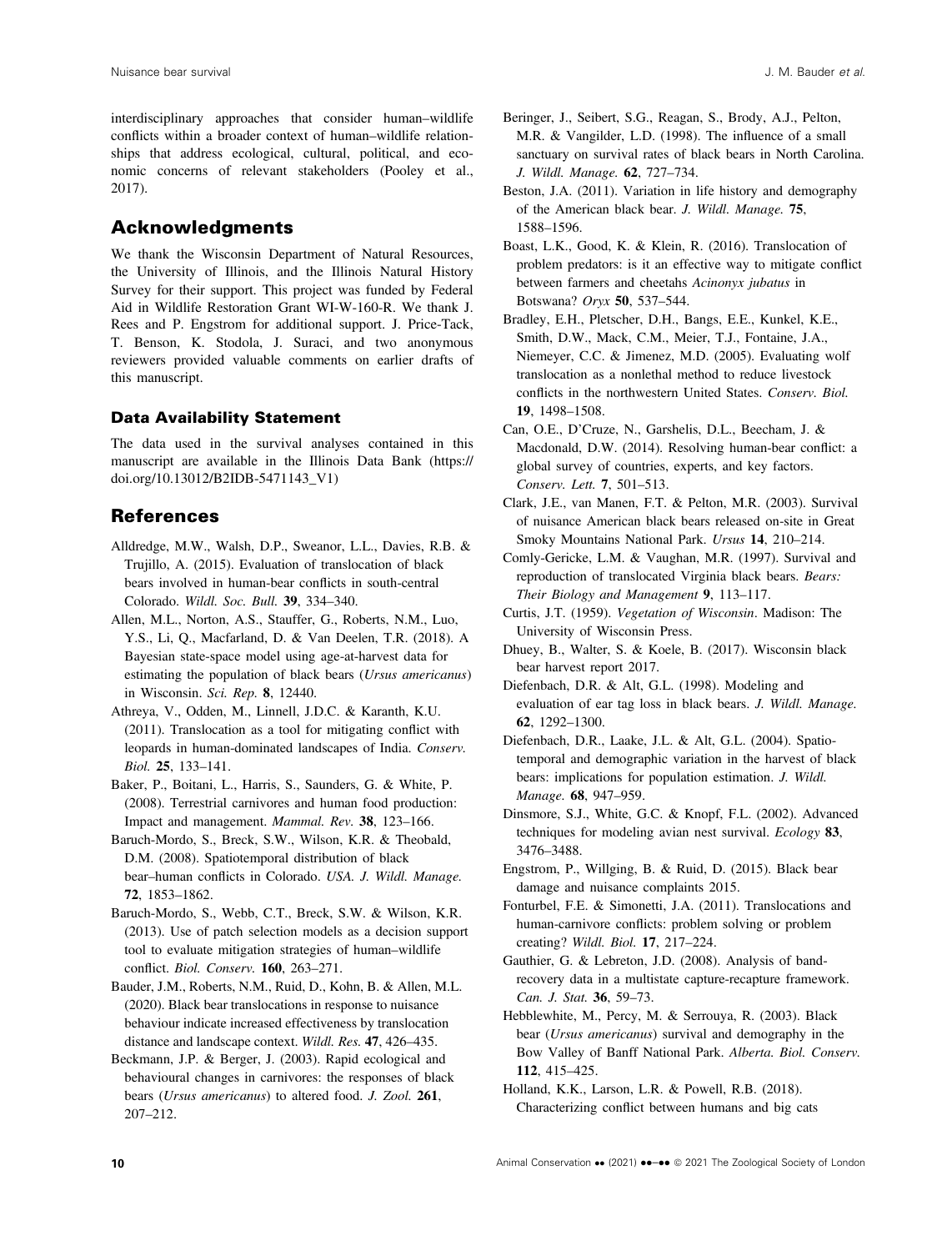interdisciplinary approaches that consider human–wildlife conflicts within a broader context of human–wildlife relationships that address ecological, cultural, political, and economic concerns of relevant stakeholders (Pooley et al., 2017).

## Acknowledgments

We thank the Wisconsin Department of Natural Resources, the University of Illinois, and the Illinois Natural History Survey for their support. This project was funded by Federal Aid in Wildlife Restoration Grant WI-W-160-R. We thank J. Rees and P. Engstrom for additional support. J. Price-Tack, T. Benson, K. Stodola, J. Suraci, and two anonymous reviewers provided valuable comments on earlier drafts of this manuscript.

### Data Availability Statement

The data used in the survival analyses contained in this manuscript are available in the Illinois Data Bank (https://doi.org/10.13012/B2IDB-5471143_V1)

## References

Alldredge, M.W., Walsh, D.P., Sweanor, L.L., Davies, R.B. & Trujillo, A. (2015). Evaluation of translocation of black bears involved in human-bear conflicts in south-central Colorado. *Wildl. Soc. Bull.* **39**, 334–340.

Allen, M.L., Norton, A.S., Stauffer, G., Roberts, N.M., Luo, Y.S., Li, Q., Macfarland, D. & Van Deelen, T.R. (2018). A Bayesian state-space model using age-at-harvest data for estimating the population of black bears (*Ursus americanus*) in Wisconsin. *Sci. Rep.* **8**, 12440.

Athreya, V., Odden, M., Linnell, J.D.C. & Karanth, K.U. (2011). Translocation as a tool for mitigating conflict with leopards in human-dominated landscapes of India. *Conserv. Biol.* **25**, 133–141.

Baker, P., Boitani, L., Harris, S., Saunders, G. & White, P. (2008). Terrestrial carnivores and human food production: Impact and management. *Mammal. Rev.* **38**, 123–166.

Baruch-Mordo, S., Breck, S.W., Wilson, K.R. & Theobald, D.M. (2008). Spatiotemporal distribution of black bear–human conflicts in Colorado. *USA. J. Wildl. Manage.* **72**, 1853–1862.

Baruch-Mordo, S., Webb, C.T., Breck, S.W. & Wilson, K.R. (2013). Use of patch selection models as a decision support tool to evaluate mitigation strategies of human–wildlife conflict. *Biol. Conserv.* **160**, 263–271.

Bauder, J.M., Roberts, N.M., Ruid, D., Kohn, B. & Allen, M.L. (2020). Black bear translocations in response to nuisance behaviour indicate increased effectiveness by translocation distance and landscape context. *Wildl. Res.* **47**, 426–435.

Beckmann, J.P. & Berger, J. (2003). Rapid ecological and behavioural changes in carnivores: the responses of black bears (*Ursus americanus*) to altered food. *J. Zool.* **261**, 207–212.

Beringer, J., Seibert, S.G., Reagan, S., Brody, A.J., Pelton, M.R. & Vangilder, L.D. (1998). The influence of a small sanctuary on survival rates of black bears in North Carolina. *J. Wildl. Manage.* **62**, 727–734.

Beston, J.A. (2011). Variation in life history and demography of the American black bear. *J. Wildl. Manage.* **75**, 1588–1596.

Boast, L.K., Good, K. & Klein, R. (2016). Translocation of problem predators: is it an effective way to mitigate conflict between farmers and cheetahs *Acinonyx jubatus* in Botswana? *Oryx* **50**, 537–544.

Bradley, E.H., Pletscher, D.H., Bangs, E.E., Kunkel, K.E., Smith, D.W., Mack, C.M., Meier, T.J., Fontaine, J.A., Niemeyer, C.C. & Jimenez, M.D. (2005). Evaluating wolf translocation as a nonlethal method to reduce livestock conflicts in the northwestern United States. *Conserv. Biol.* **19**, 1498–1508.

Can, O.E., D'Cruze, N., Garshelis, D.L., Beecham, J. & Macdonald, D.W. (2014). Resolving human-bear conflict: a global survey of countries, experts, and key factors. *Conserv. Lett.* **7**, 501–513.

Clark, J.E., van Manen, F.T. & Pelton, M.R. (2003). Survival of nuisance American black bears released on-site in Great Smoky Mountains National Park. *Ursus* **14**, 210–214.

Comly-Gericke, L.M. & Vaughan, M.R. (1997). Survival and reproduction of translocated Virginia black bears. *Bears: Their Biology and Management* **9**, 113–117.

Curtis, J.T. (1959). *Vegetation of Wisconsin*. Madison: The University of Wisconsin Press.

Dhuey, B., Walter, S. & Koele, B. (2017). Wisconsin black bear harvest report 2017.

Diefenbach, D.R. & Alt, G.L. (1998). Modeling and evaluation of ear tag loss in black bears. *J. Wildl. Manage.* **62**, 1292–1300.

Diefenbach, D.R., Laake, J.L. & Alt, G.L. (2004). Spatio-temporal and demographic variation in the harvest of black bears: implications for population estimation. *J. Wildl. Manage.* **68**, 947–959.

Dinsmore, S.J., White, G.C. & Knopf, F.L. (2002). Advanced techniques for modeling avian nest survival. *Ecology* **83**, 3476–3488.

Engstrom, P., Willging, B. & Ruid, D. (2015). Black bear damage and nuisance complaints 2015.

Fonturbel, F.E. & Simonetti, J.A. (2011). Translocations and human-carnivore conflicts: problem solving or problem creating? *Wildl. Biol.* **17**, 217–224.

Gauthier, G. & Lebreton, J.D. (2008). Analysis of band-recovery data in a multistate capture-recapture framework. *Can. J. Stat.* **36**, 59–73.

Hebblewhite, M., Percy, M. & Serrouya, R. (2003). Black bear (*Ursus americanus*) survival and demography in the Bow Valley of Banff National Park. *Alberta. Biol. Conserv.* **112**, 415–425.

Holland, K.K., Larson, L.R. & Powell, R.B. (2018). Characterizing conflict between humans and big cats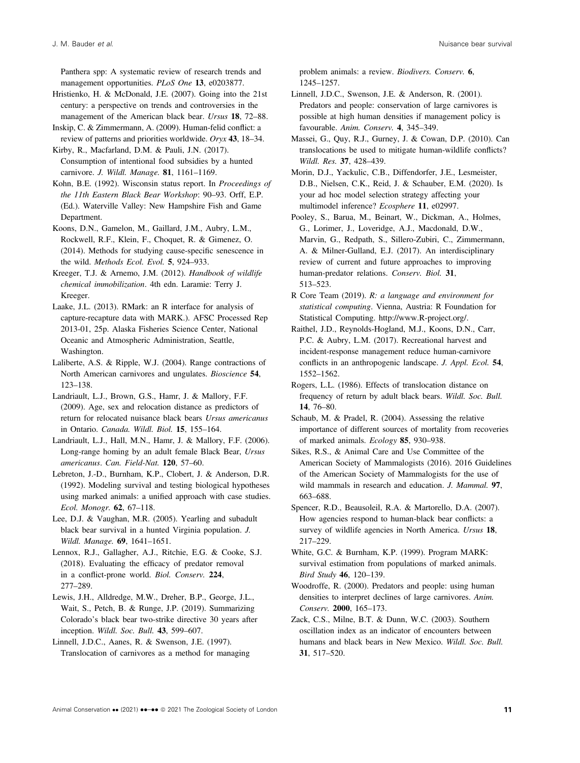Panthera spp: A systematic review of research trends and management opportunities. *PLoS One* **13**, e0203877.

Hristienko, H. & McDonald, J.E. (2007). Going into the 21st century: a perspective on trends and controversies in the management of the American black bear. *Ursus* **18**, 72–88.

Inskip, C. & Zimmermann, A. (2009). Human-felid conflict: a review of patterns and priorities worldwide. *Oryx* **43**, 18–34.

Kirby, R., Macfarland, D.M. & Pauli, J.N. (2017). Consumption of intentional food subsidies by a hunted carnivore. *J. Wildl. Manage.* **81**, 1161–1169.

Kohn, B.E. (1992). Wisconsin status report. In *Proceedings of the 11th Eastern Black Bear Workshop*: 90–93. Orff, E.P. (Ed.). Waterville Valley: New Hampshire Fish and Game Department.

Koons, D.N., Gamelon, M., Gaillard, J.M., Aubry, L.M., Rockwell, R.F., Klein, F., Choquet, R. & Gimenez, O. (2014). Methods for studying cause-specific senescence in the wild. *Methods Ecol. Evol.* **5**, 924–933.

Kreeger, T.J. & Arnemo, J.M. (2012). *Handbook of wildlife chemical immobilization*. 4th edn. Laramie: Terry J. Kreeger.

Laake, J.L. (2013). RMark: an R interface for analysis of capture-recapture data with MARK.). AFSC Processed Rep 2013-01, 25p. Alaska Fisheries Science Center, National Oceanic and Atmospheric Administration, Seattle, Washington.

Laliberte, A.S. & Ripple, W.J. (2004). Range contractions of North American carnivores and ungulates. *Bioscience* **54**, 123–138.

Landriault, L.J., Brown, G.S., Hamr, J. & Mallory, F.F. (2009). Age, sex and relocation distance as predictors of return for relocated nuisance black bears *Ursus americanus* in Ontario. *Canada. Wildl. Biol.* **15**, 155–164.

Landriault, L.J., Hall, M.N., Hamr, J. & Mallory, F.F. (2006). Long-range homing by an adult female Black Bear, *Ursus americanus*. *Can. Field-Nat.* **120**, 57–60.

Lebreton, J.-D., Burnham, K.P., Clobert, J. & Anderson, D.R. (1992). Modeling survival and testing biological hypotheses using marked animals: a unified approach with case studies. *Ecol. Monogr.* **62**, 67–118.

Lee, D.J. & Vaughan, M.R. (2005). Yearling and subadult black bear survival in a hunted Virginia population. *J. Wildl. Manage.* **69**, 1641–1651.

Lennox, R.J., Gallagher, A.J., Ritchie, E.G. & Cooke, S.J. (2018). Evaluating the efficacy of predator removal in a conflict-prone world. *Biol. Conserv.* **224**, 277–289.

Lewis, J.H., Alldredge, M.W., Dreher, B.P., George, J.L., Wait, S., Petch, B. & Runge, J.P. (2019). Summarizing Colorado's black bear two-strike directive 30 years after inception. *Wildl. Soc. Bull.* **43**, 599–607.

Linnell, J.D.C., Aanes, R. & Swenson, J.E. (1997). Translocation of carnivores as a method for managing problem animals: a review. *Biodivers. Conserv.* **6**, 1245–1257.

Linnell, J.D.C., Swenson, J.E. & Anderson, R. (2001). Predators and people: conservation of large carnivores is possible at high human densities if management policy is favourable. *Anim. Conserv.* **4**, 345–349.

Massei, G., Quy, R.J., Gurney, J. & Cowan, D.P. (2010). Can translocations be used to mitigate human-wildlife conflicts? *Wildl. Res.* **37**, 428–439.

Morin, D.J., Yackulic, C.B., Diffendorfer, J.E., Lesmeister, D.B., Nielsen, C.K., Reid, J. & Schauber, E.M. (2020). Is your ad hoc model selection strategy affecting your multimodel inference? *Ecosphere* **11**, e02997.

Pooley, S., Barua, M., Beinart, W., Dickman, A., Holmes, G., Lorimer, J., Loveridge, A.J., Macdonald, D.W., Marvin, G., Redpath, S., Sillero-Zubiri, C., Zimmermann, A. & Milner-Gulland, E.J. (2017). An interdisciplinary review of current and future approaches to improving human-predator relations. *Conserv. Biol.* **31**, 513–523.

R Core Team (2019). *R: a language and environment for statistical computing*. Vienna, Austria: R Foundation for Statistical Computing. http://www.R-project.org/.

Raithel, J.D., Reynolds-Hogland, M.J., Koons, D.N., Carr, P.C. & Aubry, L.M. (2017). Recreational harvest and incident-response management reduce human-carnivore conflicts in an anthropogenic landscape. *J. Appl. Ecol.* **54**, 1552–1562.

Rogers, L.L. (1986). Effects of translocation distance on frequency of return by adult black bears. *Wildl. Soc. Bull.* **14**, 76–80.

Schaub, M. & Pradel, R. (2004). Assessing the relative importance of different sources of mortality from recoveries of marked animals. *Ecology* **85**, 930–938.

Sikes, R.S., & Animal Care and Use Committee of the American Society of Mammalogists (2016). 2016 Guidelines of the American Society of Mammalogists for the use of wild mammals in research and education. *J. Mammal.* **97**, 663–688.

Spencer, R.D., Beausoleil, R.A. & Martorello, D.A. (2007). How agencies respond to human-black bear conflicts: a survey of wildlife agencies in North America. *Ursus* **18**, 217–229.

White, G.C. & Burnham, K.P. (1999). Program MARK: survival estimation from populations of marked animals. *Bird Study* **46**, 120–139.

Woodroffe, R. (2000). Predators and people: using human densities to interpret declines of large carnivores. *Anim. Conserv.* **2000**, 165–173.

Zack, C.S., Milne, B.T. & Dunn, W.C. (2003). Southern oscillation index as an indicator of encounters between humans and black bears in New Mexico. *Wildl. Soc. Bull.* **31**, 517–520.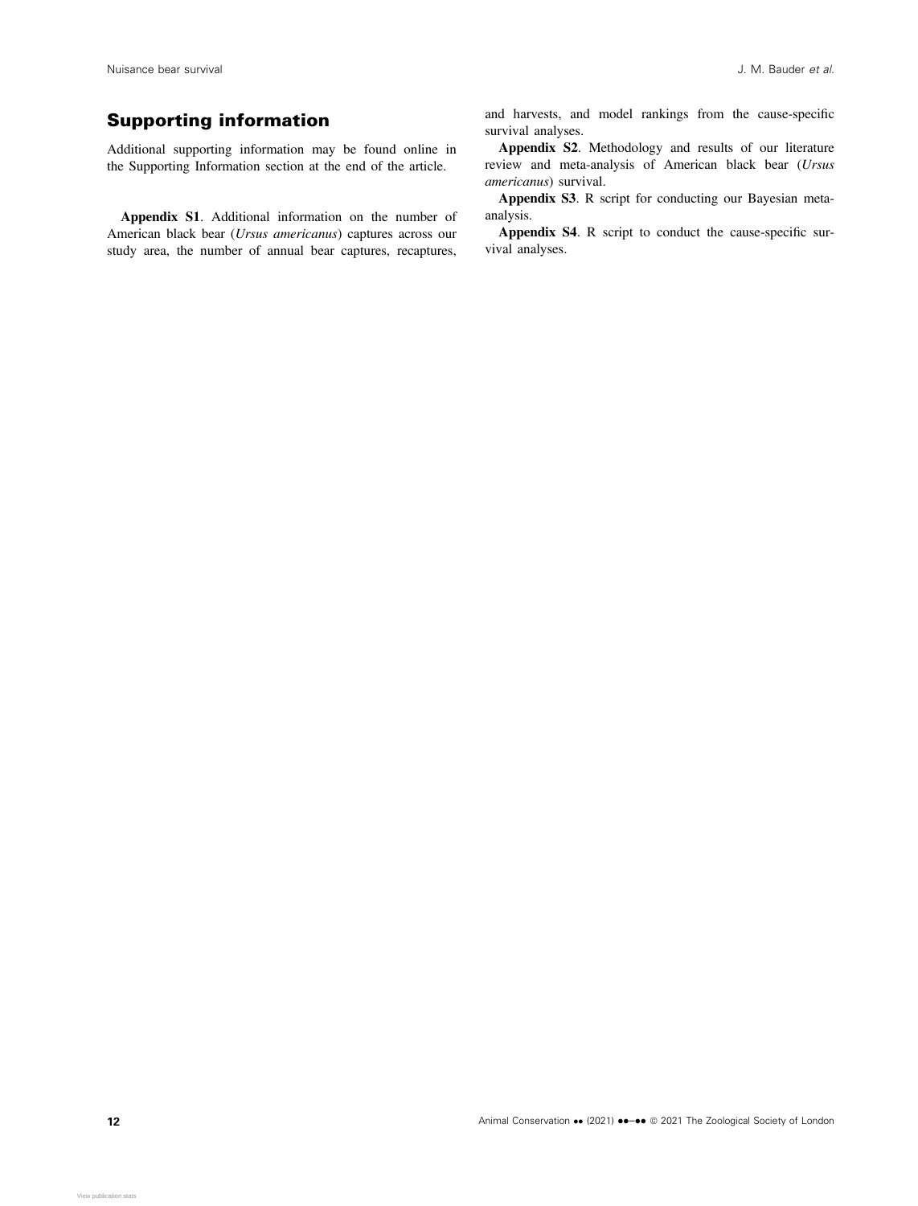## Supporting information

Additional supporting information may be found online in the Supporting Information section at the end of the article.

**Appendix S1**. Additional information on the number of American black bear (*Ursus americanus*) captures across our study area, the number of annual bear captures, recaptures, and harvests, and model rankings from the cause-specific survival analyses.

**Appendix S2**. Methodology and results of our literature review and meta-analysis of American black bear (*Ursus americanus*) survival.

**Appendix S3**. R script for conducting our Bayesian meta-analysis.

**Appendix S4**. R script to conduct the cause-specific survival analyses.